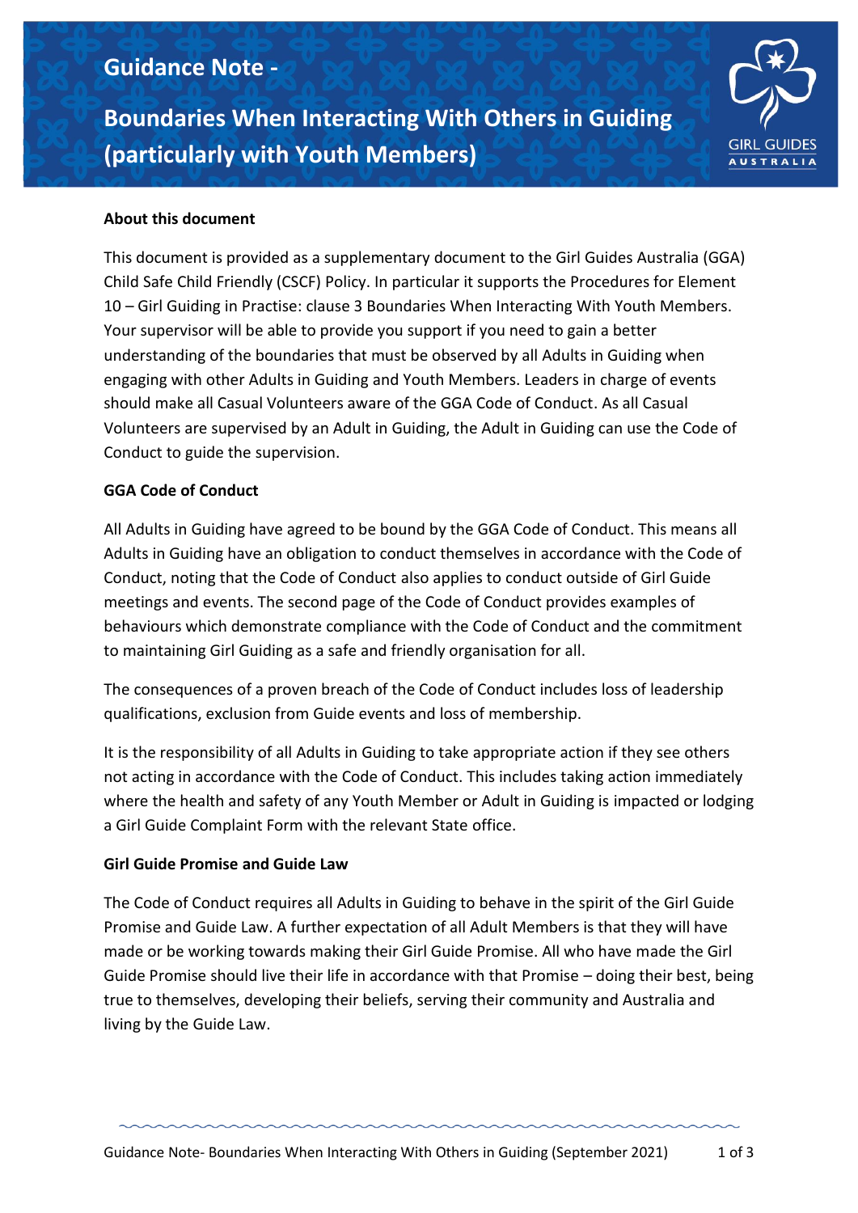# Guidance Note - Boundaries When Interacting With Others in Guiding (particularly with Youth Members)

### About this document

This document is provided as a supplementary document to the Girl Guides Australia (GGA) Child Safe Child Friendly (CSCF) Policy. In particular it supports the Procedures for Element 10 – Girl Guiding in Practise: clause 3 Boundaries When Interacting With Youth Members. Your supervisor will be able to provide you support if you need to gain a better understanding of the boundaries that must be observed by all Adults in Guiding when engaging with other Adults in Guiding and Youth Members. Leaders in charge of events should make all Casual Volunteers aware of the GGA Code of Conduct. As all Casual Volunteers are supervised by an Adult in Guiding, the Adult in Guiding can use the Code of Conduct to guide the supervision.

### GGA Code of Conduct

All Adults in Guiding have agreed to be bound by the GGA Code of Conduct. This means all Adults in Guiding have an obligation to conduct themselves in accordance with the Code of Conduct, noting that the Code of Conduct also applies to conduct outside of Girl Guide meetings and events. The second page of the Code of Conduct provides examples of behaviours which demonstrate compliance with the Code of Conduct and the commitment to maintaining Girl Guiding as a safe and friendly organisation for all.

The consequences of a proven breach of the Code of Conduct includes loss of leadership qualifications, exclusion from Guide events and loss of membership.

It is the responsibility of all Adults in Guiding to take appropriate action if they see others not acting in accordance with the Code of Conduct. This includes taking action immediately where the health and safety of any Youth Member or Adult in Guiding is impacted or lodging a Girl Guide Complaint Form with the relevant State office.

### Girl Guide Promise and Guide Law

The Code of Conduct requires all Adults in Guiding to behave in the spirit of the Girl Guide Promise and Guide Law. A further expectation of all Adult Members is that they will have made or be working towards making their Girl Guide Promise. All who have made the Girl Guide Promise should live their life in accordance with that Promise – doing their best, being true to themselves, developing their beliefs, serving their community and Australia and living by the Guide Law.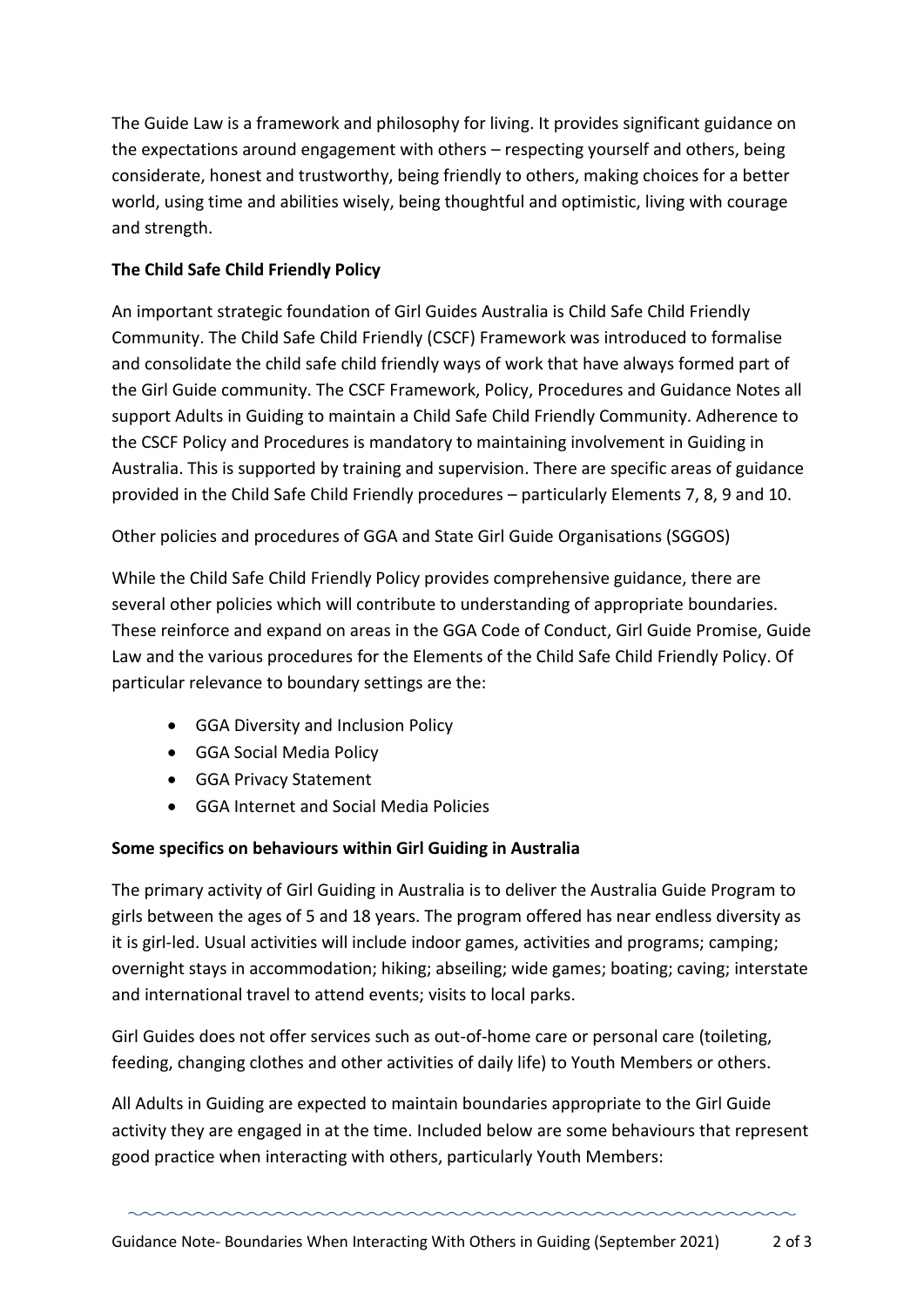The Guide Law is a framework and philosophy for living. It provides significant guidance on the expectations around engagement with others – respecting yourself and others, being considerate, honest and trustworthy, being friendly to others, making choices for a better world, using time and abilities wisely, being thoughtful and optimistic, living with courage and strength.

**The Child Safe Child Friendly Policy**

An important strategic foundation of Girl Guides Australia is Child Safe Child Friendly Community. The Child Safe Child Friendly (CSCF) Framework was introduced to formalise and consolidate the child safe child friendly ways of work that have always formed part of the Girl Guide community. The CSCF Framework, Policy, Procedures and Guidance Notes all support Adults in Guiding to maintain a Child Safe Child Friendly Community. Adherence to the CSCF Policy and Procedures is mandatory to maintaining involvement in Guiding in Australia. This is supported by training and supervision. There are specific areas of guidance provided in the Child Safe Child Friendly procedures – particularly Elements 7, 8, 9 and 10.

Other policies and procedures of GGA and State Girl Guide Organisations (SGGOS)

While the Child Safe Child Friendly Policy provides comprehensive guidance, there are several other policies which will contribute to understanding of appropriate boundaries. These reinforce and expand on areas in the GGA Code of Conduct, Girl Guide Promise, Guide Law and the various procedures for the Elements of the Child Safe Child Friendly Policy. Of particular relevance to boundary settings are the:

- GGA Diversity and Inclusion Policy
- GGA Social Media Policy
- GGA Privacy Statement
- GGA Internet and Social Media Policies

**Some specifics on behaviours within Girl Guiding in Australia**

The primary activity of Girl Guiding in Australia is to deliver the Australia Guide Program to girls between the ages of 5 and 18 years. The program offered has near endless diversity as it is girl-led. Usual activities will include indoor games, activities and programs; camping; overnight stays in accommodation; hiking; abseiling; wide games; boating; caving; interstate and international travel to attend events; visits to local parks.

Girl Guides does not offer services such as out-of-home care or personal care (toileting, feeding, changing clothes and other activities of daily life) to Youth Members or others.

All Adults in Guiding are expected to maintain boundaries appropriate to the Girl Guide activity they are engaged in at the time. Included below are some behaviours that represent good practice when interacting with others, particularly Youth Members: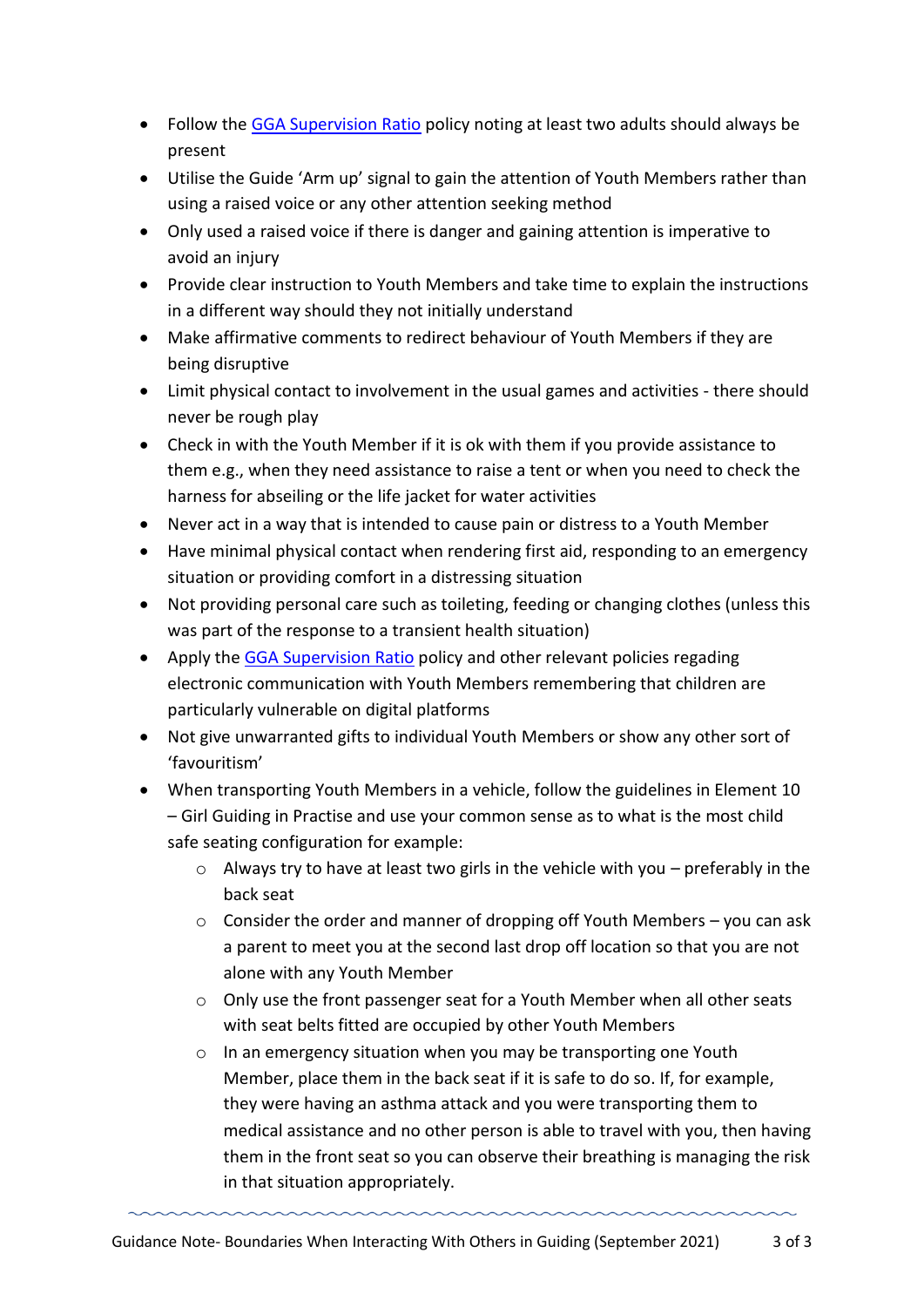- Follow the GGA Supervision Ratio policy noting at least two adults should always be present
- Utilise the Guide 'Arm up' signal to gain the attention of Youth Members rather than using a raised voice or any other attention seeking method
- Only used a raised voice if there is danger and gaining attention is imperative to avoid an injury
- Provide clear instruction to Youth Members and take time to explain the instructions in a different way should they not initially understand
- Make affirmative comments to redirect behaviour of Youth Members if they are being disruptive
- Limit physical contact to involvement in the usual games and activities - there should never be rough play
- Check in with the Youth Member if it is ok with them if you provide assistance to them e.g., when they need assistance to raise a tent or when you need to check the harness for abseiling or the life jacket for water activities
- Never act in a way that is intended to cause pain or distress to a Youth Member
- Have minimal physical contact when rendering first aid, responding to an emergency situation or providing comfort in a distressing situation
- Not providing personal care such as toileting, feeding or changing clothes (unless this was part of the response to a transient health situation)
- Apply the GGA Supervision Ratio policy and other relevant policies regading electronic communication with Youth Members remembering that children are particularly vulnerable on digital platforms
- Not give unwarranted gifts to individual Youth Members or show any other sort of 'favouritism'
- When transporting Youth Members in a vehicle, follow the guidelines in Element 10 – Girl Guiding in Practise and use your common sense as to what is the most child safe seating configuration for example:
    - Always try to have at least two girls in the vehicle with you – preferably in the back seat
    - Consider the order and manner of dropping off Youth Members – you can ask a parent to meet you at the second last drop off location so that you are not alone with any Youth Member
    - Only use the front passenger seat for a Youth Member when all other seats with seat belts fitted are occupied by other Youth Members
    - In an emergency situation when you may be transporting one Youth Member, place them in the back seat if it is safe to do so. If, for example, they were having an asthma attack and you were transporting them to medical assistance and no other person is able to travel with you, then having them in the front seat so you can observe their breathing is managing the risk in that situation appropriately.